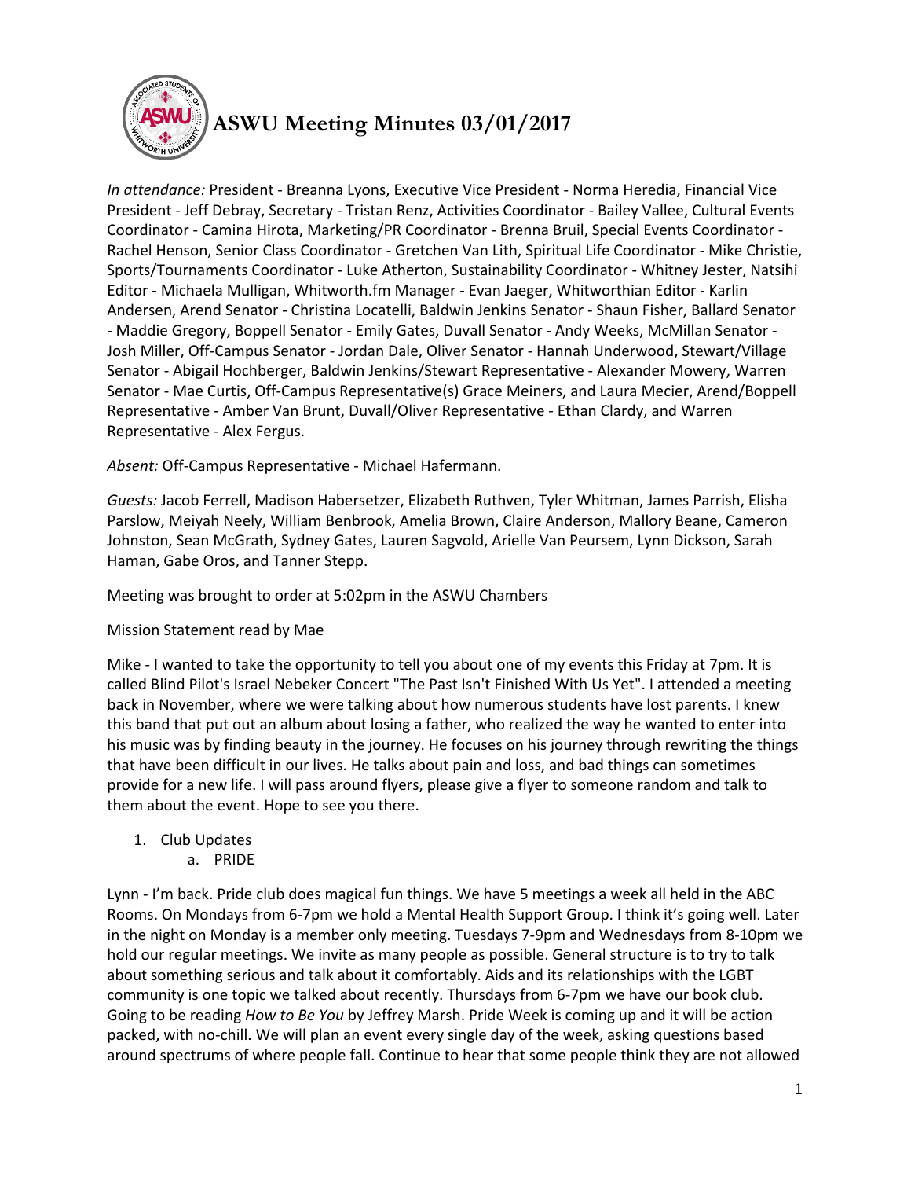# ASWU Meeting Minutes 03/01/2017

*In attendance:* President - Breanna Lyons, Executive Vice President - Norma Heredia, Financial Vice President - Jeff Debray, Secretary - Tristan Renz, Activities Coordinator - Bailey Vallee, Cultural Events Coordinator - Camina Hirota, Marketing/PR Coordinator - Brenna Bruil, Special Events Coordinator - Rachel Henson, Senior Class Coordinator - Gretchen Van Lith, Spiritual Life Coordinator - Mike Christie, Sports/Tournaments Coordinator - Luke Atherton, Sustainability Coordinator - Whitney Jester, Natsihi Editor - Michaela Mulligan, Whitworth.fm Manager - Evan Jaeger, Whitworthian Editor - Karlin Andersen, Arend Senator - Christina Locatelli, Baldwin Jenkins Senator - Shaun Fisher, Ballard Senator - Maddie Gregory, Boppell Senator - Emily Gates, Duvall Senator - Andy Weeks, McMillan Senator - Josh Miller, Off-Campus Senator - Jordan Dale, Oliver Senator - Hannah Underwood, Stewart/Village Senator - Abigail Hochberger, Baldwin Jenkins/Stewart Representative - Alexander Mowery, Warren Senator - Mae Curtis, Off-Campus Representative(s) Grace Meiners, and Laura Mecier, Arend/Boppell Representative - Amber Van Brunt, Duvall/Oliver Representative - Ethan Clardy, and Warren Representative - Alex Fergus.

*Absent:* Off-Campus Representative - Michael Hafermann.

*Guests:* Jacob Ferrell, Madison Habersetzer, Elizabeth Ruthven, Tyler Whitman, James Parrish, Elisha Parslow, Meiyah Neely, William Benbrook, Amelia Brown, Claire Anderson, Mallory Beane, Cameron Johnston, Sean McGrath, Sydney Gates, Lauren Sagvold, Arielle Van Peursem, Lynn Dickson, Sarah Haman, Gabe Oros, and Tanner Stepp.

Meeting was brought to order at 5:02pm in the ASWU Chambers

Mission Statement read by Mae

Mike - I wanted to take the opportunity to tell you about one of my events this Friday at 7pm. It is called Blind Pilot's Israel Nebeker Concert "The Past Isn't Finished With Us Yet". I attended a meeting back in November, where we were talking about how numerous students have lost parents. I knew this band that put out an album about losing a father, who realized the way he wanted to enter into his music was by finding beauty in the journey. He focuses on his journey through rewriting the things that have been difficult in our lives. He talks about pain and loss, and bad things can sometimes provide for a new life. I will pass around flyers, please give a flyer to someone random and talk to them about the event. Hope to see you there.

1. Club Updates
   a. PRIDE

Lynn - I'm back. Pride club does magical fun things. We have 5 meetings a week all held in the ABC Rooms. On Mondays from 6-7pm we hold a Mental Health Support Group. I think it's going well. Later in the night on Monday is a member only meeting. Tuesdays 7-9pm and Wednesdays from 8-10pm we hold our regular meetings. We invite as many people as possible. General structure is to try to talk about something serious and talk about it comfortably. Aids and its relationships with the LGBT community is one topic we talked about recently. Thursdays from 6-7pm we have our book club. Going to be reading *How to Be You* by Jeffrey Marsh. Pride Week is coming up and it will be action packed, with no-chill. We will plan an event every single day of the week, asking questions based around spectrums of where people fall. Continue to hear that some people think they are not allowed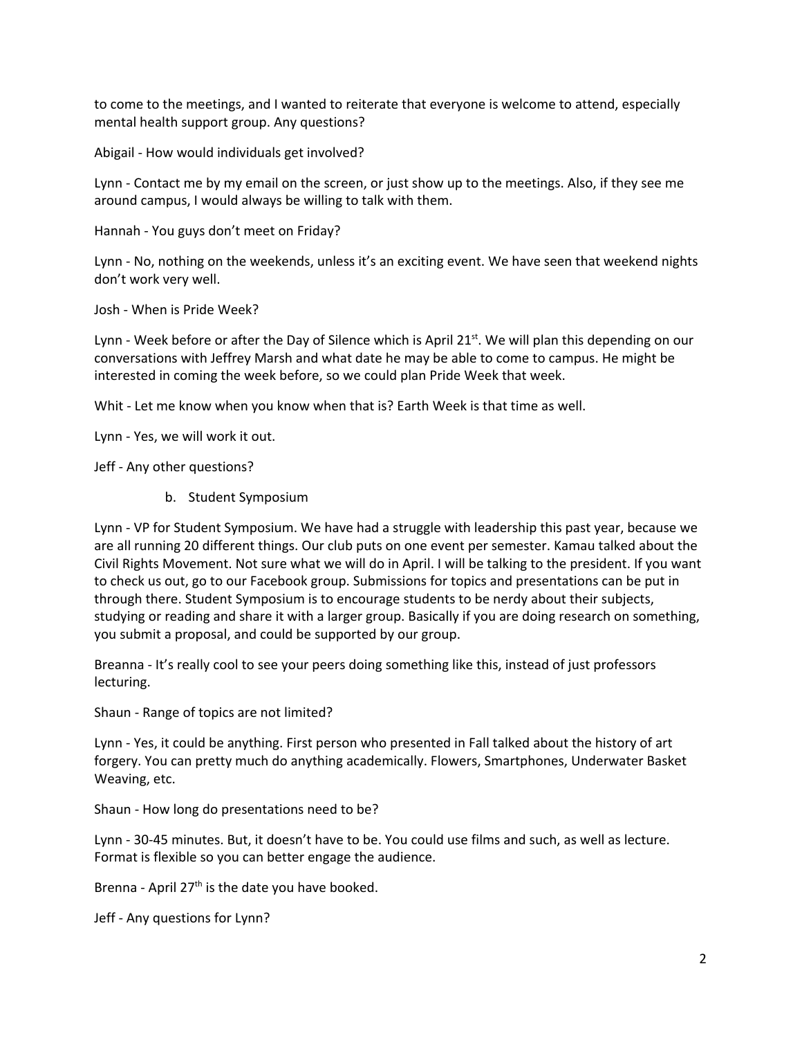to come to the meetings, and I wanted to reiterate that everyone is welcome to attend, especially mental health support group. Any questions?

Abigail - How would individuals get involved?

Lynn - Contact me by my email on the screen, or just show up to the meetings. Also, if they see me around campus, I would always be willing to talk with them.

Hannah - You guys don't meet on Friday?

Lynn - No, nothing on the weekends, unless it's an exciting event. We have seen that weekend nights don't work very well.

Josh - When is Pride Week?

Lynn - Week before or after the Day of Silence which is April 21st. We will plan this depending on our conversations with Jeffrey Marsh and what date he may be able to come to campus. He might be interested in coming the week before, so we could plan Pride Week that week.

Whit - Let me know when you know when that is? Earth Week is that time as well.

Lynn - Yes, we will work it out.

Jeff - Any other questions?

b. Student Symposium

Lynn - VP for Student Symposium. We have had a struggle with leadership this past year, because we are all running 20 different things. Our club puts on one event per semester. Kamau talked about the Civil Rights Movement. Not sure what we will do in April. I will be talking to the president. If you want to check us out, go to our Facebook group. Submissions for topics and presentations can be put in through there. Student Symposium is to encourage students to be nerdy about their subjects, studying or reading and share it with a larger group. Basically if you are doing research on something, you submit a proposal, and could be supported by our group.

Breanna - It's really cool to see your peers doing something like this, instead of just professors lecturing.

Shaun - Range of topics are not limited?

Lynn - Yes, it could be anything. First person who presented in Fall talked about the history of art forgery. You can pretty much do anything academically. Flowers, Smartphones, Underwater Basket Weaving, etc.

Shaun - How long do presentations need to be?

Lynn - 30-45 minutes. But, it doesn't have to be. You could use films and such, as well as lecture. Format is flexible so you can better engage the audience.

Brenna - April 27th is the date you have booked.

Jeff - Any questions for Lynn?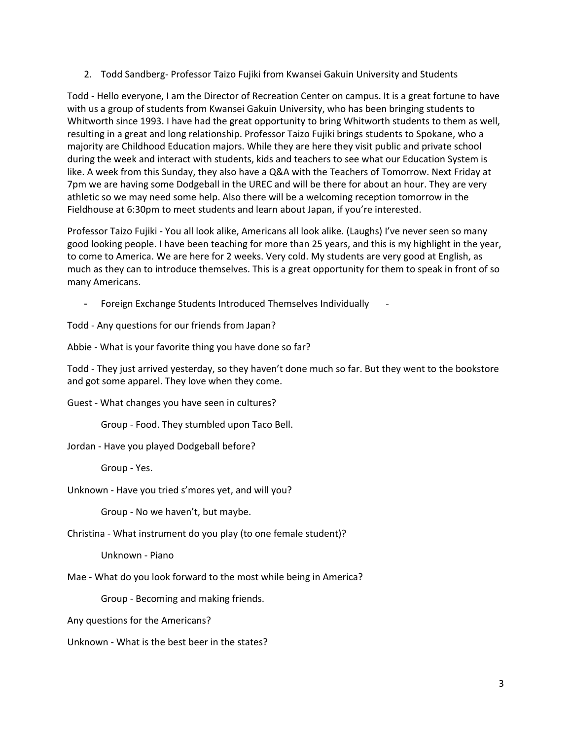2. Todd Sandberg- Professor Taizo Fujiki from Kwansei Gakuin University and Students

Todd - Hello everyone, I am the Director of Recreation Center on campus. It is a great fortune to have with us a group of students from Kwansei Gakuin University, who has been bringing students to Whitworth since 1993. I have had the great opportunity to bring Whitworth students to them as well, resulting in a great and long relationship. Professor Taizo Fujiki brings students to Spokane, who a majority are Childhood Education majors. While they are here they visit public and private school during the week and interact with students, kids and teachers to see what our Education System is like. A week from this Sunday, they also have a Q&A with the Teachers of Tomorrow. Next Friday at 7pm we are having some Dodgeball in the UREC and will be there for about an hour. They are very athletic so we may need some help. Also there will be a welcoming reception tomorrow in the Fieldhouse at 6:30pm to meet students and learn about Japan, if you're interested.

Professor Taizo Fujiki - You all look alike, Americans all look alike. (Laughs) I've never seen so many good looking people. I have been teaching for more than 25 years, and this is my highlight in the year, to come to America. We are here for 2 weeks. Very cold. My students are very good at English, as much as they can to introduce themselves. This is a great opportunity for them to speak in front of so many Americans.

- Foreign Exchange Students Introduced Themselves Individually -

Todd - Any questions for our friends from Japan?

Abbie - What is your favorite thing you have done so far?

Todd - They just arrived yesterday, so they haven't done much so far. But they went to the bookstore and got some apparel. They love when they come.

Guest - What changes you have seen in cultures?

Group - Food. They stumbled upon Taco Bell.

Jordan - Have you played Dodgeball before?

Group - Yes.

Unknown - Have you tried s'mores yet, and will you?

Group - No we haven't, but maybe.

Christina - What instrument do you play (to one female student)?

Unknown - Piano

Mae - What do you look forward to the most while being in America?

Group - Becoming and making friends.

Any questions for the Americans?

Unknown - What is the best beer in the states?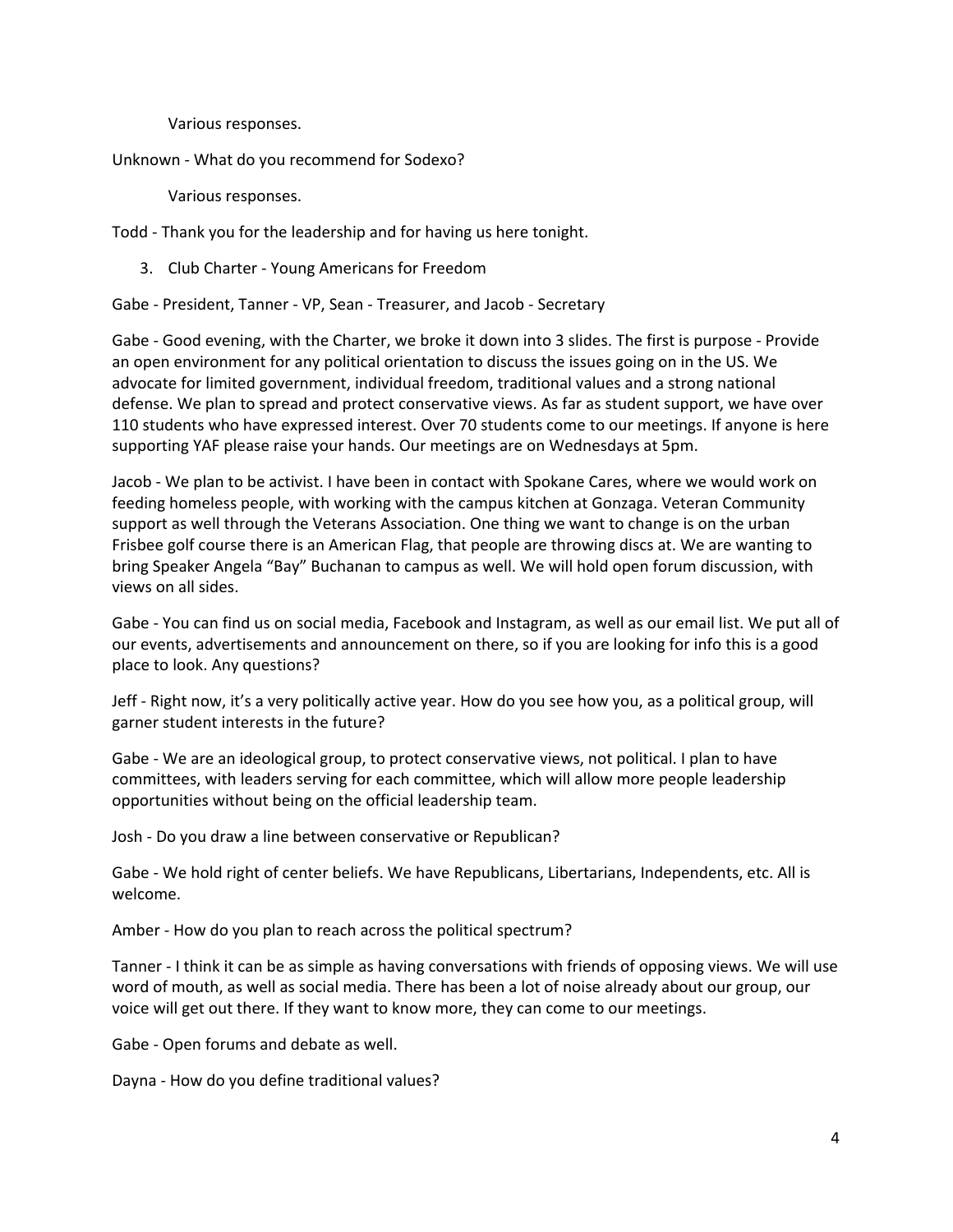Various responses.

Unknown - What do you recommend for Sodexo?

Various responses.

Todd - Thank you for the leadership and for having us here tonight.

3. Club Charter - Young Americans for Freedom

Gabe - President, Tanner - VP, Sean - Treasurer, and Jacob - Secretary

Gabe - Good evening, with the Charter, we broke it down into 3 slides. The first is purpose - Provide an open environment for any political orientation to discuss the issues going on in the US. We advocate for limited government, individual freedom, traditional values and a strong national defense. We plan to spread and protect conservative views. As far as student support, we have over 110 students who have expressed interest. Over 70 students come to our meetings. If anyone is here supporting YAF please raise your hands. Our meetings are on Wednesdays at 5pm.

Jacob - We plan to be activist. I have been in contact with Spokane Cares, where we would work on feeding homeless people, with working with the campus kitchen at Gonzaga. Veteran Community support as well through the Veterans Association. One thing we want to change is on the urban Frisbee golf course there is an American Flag, that people are throwing discs at. We are wanting to bring Speaker Angela "Bay" Buchanan to campus as well. We will hold open forum discussion, with views on all sides.

Gabe - You can find us on social media, Facebook and Instagram, as well as our email list. We put all of our events, advertisements and announcement on there, so if you are looking for info this is a good place to look. Any questions?

Jeff - Right now, it's a very politically active year. How do you see how you, as a political group, will garner student interests in the future?

Gabe - We are an ideological group, to protect conservative views, not political. I plan to have committees, with leaders serving for each committee, which will allow more people leadership opportunities without being on the official leadership team.

Josh - Do you draw a line between conservative or Republican?

Gabe - We hold right of center beliefs. We have Republicans, Libertarians, Independents, etc. All is welcome.

Amber - How do you plan to reach across the political spectrum?

Tanner - I think it can be as simple as having conversations with friends of opposing views. We will use word of mouth, as well as social media. There has been a lot of noise already about our group, our voice will get out there. If they want to know more, they can come to our meetings.

Gabe - Open forums and debate as well.

Dayna - How do you define traditional values?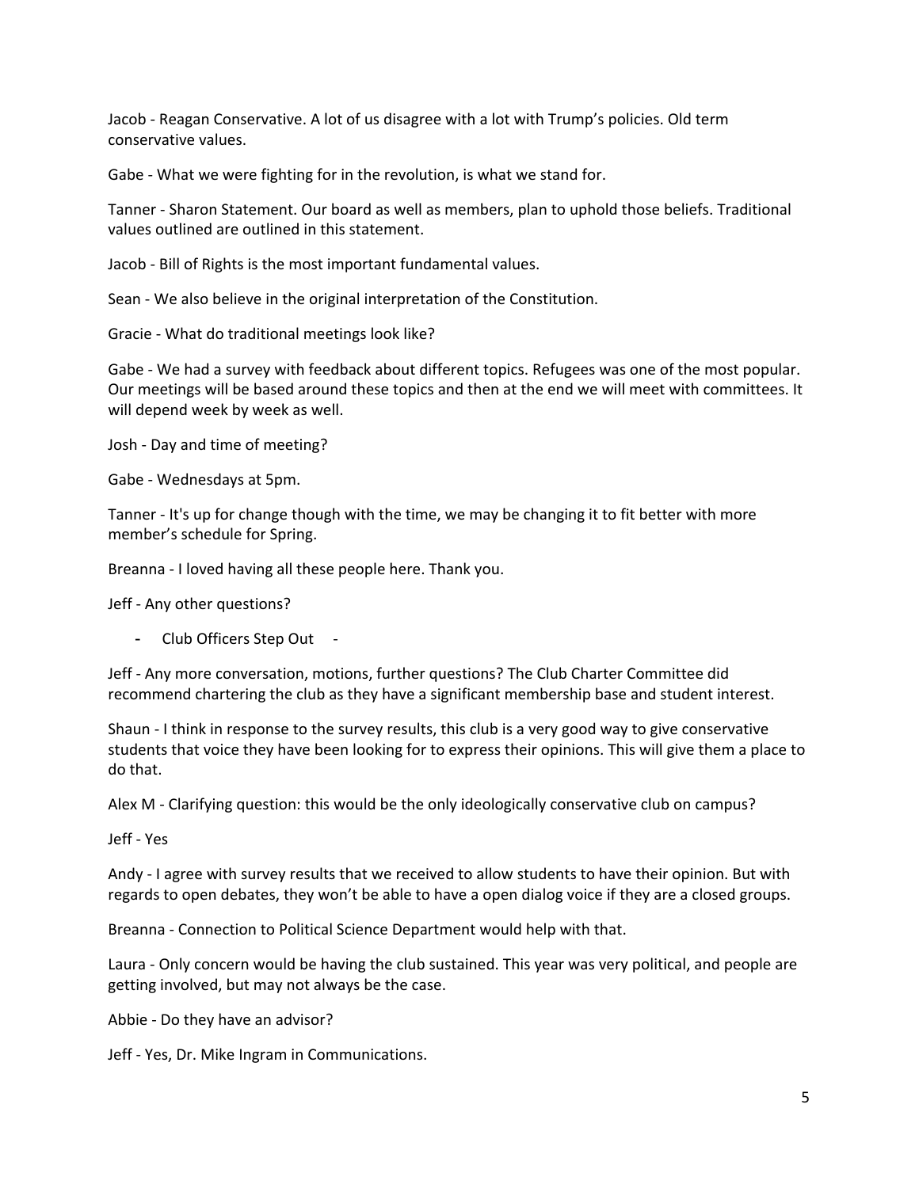Jacob - Reagan Conservative. A lot of us disagree with a lot with Trump's policies. Old term conservative values.

Gabe - What we were fighting for in the revolution, is what we stand for.

Tanner - Sharon Statement. Our board as well as members, plan to uphold those beliefs. Traditional values outlined are outlined in this statement.

Jacob - Bill of Rights is the most important fundamental values.

Sean - We also believe in the original interpretation of the Constitution.

Gracie - What do traditional meetings look like?

Gabe - We had a survey with feedback about different topics. Refugees was one of the most popular. Our meetings will be based around these topics and then at the end we will meet with committees. It will depend week by week as well.

Josh - Day and time of meeting?

Gabe - Wednesdays at 5pm.

Tanner - It's up for change though with the time, we may be changing it to fit better with more member's schedule for Spring.

Breanna - I loved having all these people here. Thank you.

Jeff - Any other questions?

- Club Officers Step Out -

Jeff - Any more conversation, motions, further questions? The Club Charter Committee did recommend chartering the club as they have a significant membership base and student interest.

Shaun - I think in response to the survey results, this club is a very good way to give conservative students that voice they have been looking for to express their opinions. This will give them a place to do that.

Alex M - Clarifying question: this would be the only ideologically conservative club on campus?

Jeff - Yes

Andy - I agree with survey results that we received to allow students to have their opinion. But with regards to open debates, they won't be able to have a open dialog voice if they are a closed groups.

Breanna - Connection to Political Science Department would help with that.

Laura - Only concern would be having the club sustained. This year was very political, and people are getting involved, but may not always be the case.

Abbie - Do they have an advisor?

Jeff - Yes, Dr. Mike Ingram in Communications.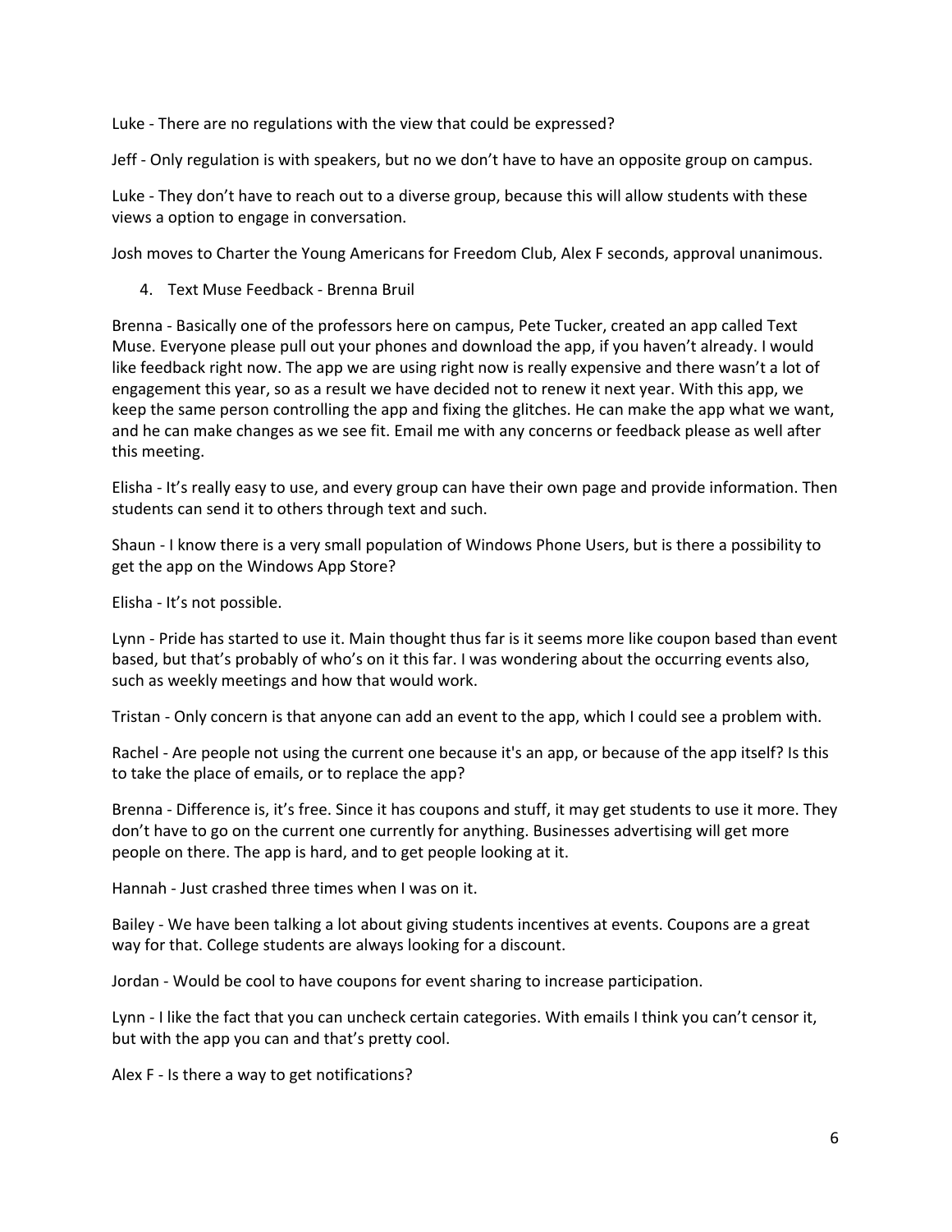Luke - There are no regulations with the view that could be expressed?

Jeff - Only regulation is with speakers, but no we don't have to have an opposite group on campus.

Luke - They don't have to reach out to a diverse group, because this will allow students with these views a option to engage in conversation.

Josh moves to Charter the Young Americans for Freedom Club, Alex F seconds, approval unanimous.

4. Text Muse Feedback - Brenna Bruil

Brenna - Basically one of the professors here on campus, Pete Tucker, created an app called Text Muse. Everyone please pull out your phones and download the app, if you haven't already. I would like feedback right now. The app we are using right now is really expensive and there wasn't a lot of engagement this year, so as a result we have decided not to renew it next year. With this app, we keep the same person controlling the app and fixing the glitches. He can make the app what we want, and he can make changes as we see fit. Email me with any concerns or feedback please as well after this meeting.

Elisha - It's really easy to use, and every group can have their own page and provide information. Then students can send it to others through text and such.

Shaun - I know there is a very small population of Windows Phone Users, but is there a possibility to get the app on the Windows App Store?

Elisha - It's not possible.

Lynn - Pride has started to use it. Main thought thus far is it seems more like coupon based than event based, but that's probably of who's on it this far. I was wondering about the occurring events also, such as weekly meetings and how that would work.

Tristan - Only concern is that anyone can add an event to the app, which I could see a problem with.

Rachel - Are people not using the current one because it's an app, or because of the app itself? Is this to take the place of emails, or to replace the app?

Brenna - Difference is, it's free. Since it has coupons and stuff, it may get students to use it more. They don't have to go on the current one currently for anything. Businesses advertising will get more people on there. The app is hard, and to get people looking at it.

Hannah - Just crashed three times when I was on it.

Bailey - We have been talking a lot about giving students incentives at events. Coupons are a great way for that. College students are always looking for a discount.

Jordan - Would be cool to have coupons for event sharing to increase participation.

Lynn - I like the fact that you can uncheck certain categories. With emails I think you can't censor it, but with the app you can and that's pretty cool.

Alex F - Is there a way to get notifications?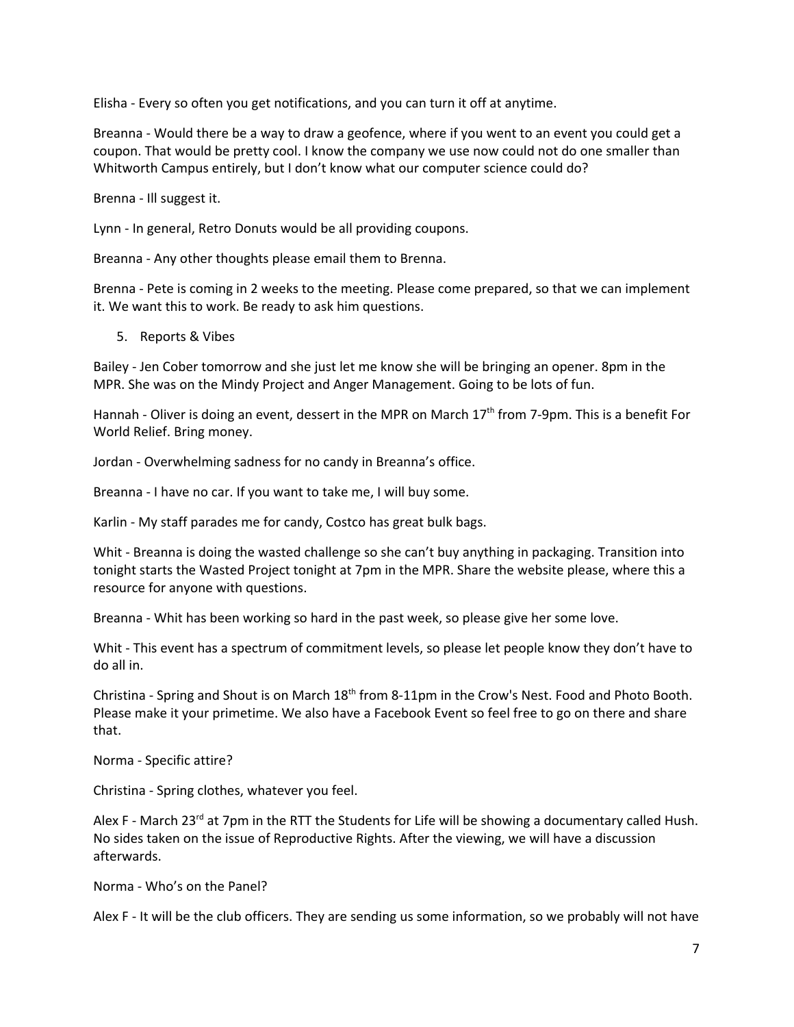Elisha - Every so often you get notifications, and you can turn it off at anytime.

Breanna - Would there be a way to draw a geofence, where if you went to an event you could get a coupon. That would be pretty cool. I know the company we use now could not do one smaller than Whitworth Campus entirely, but I don't know what our computer science could do?

Brenna - Ill suggest it.

Lynn - In general, Retro Donuts would be all providing coupons.

Breanna - Any other thoughts please email them to Brenna.

Brenna - Pete is coming in 2 weeks to the meeting. Please come prepared, so that we can implement it. We want this to work. Be ready to ask him questions.

5. Reports & Vibes

Bailey - Jen Cober tomorrow and she just let me know she will be bringing an opener. 8pm in the MPR. She was on the Mindy Project and Anger Management. Going to be lots of fun.

Hannah - Oliver is doing an event, dessert in the MPR on March 17th from 7-9pm. This is a benefit For World Relief. Bring money.

Jordan - Overwhelming sadness for no candy in Breanna's office.

Breanna - I have no car. If you want to take me, I will buy some.

Karlin - My staff parades me for candy, Costco has great bulk bags.

Whit - Breanna is doing the wasted challenge so she can't buy anything in packaging. Transition into tonight starts the Wasted Project tonight at 7pm in the MPR. Share the website please, where this a resource for anyone with questions.

Breanna - Whit has been working so hard in the past week, so please give her some love.

Whit - This event has a spectrum of commitment levels, so please let people know they don't have to do all in.

Christina - Spring and Shout is on March 18th from 8-11pm in the Crow's Nest. Food and Photo Booth. Please make it your primetime. We also have a Facebook Event so feel free to go on there and share that.

Norma - Specific attire?

Christina - Spring clothes, whatever you feel.

Alex F - March 23rd at 7pm in the RTT the Students for Life will be showing a documentary called Hush. No sides taken on the issue of Reproductive Rights. After the viewing, we will have a discussion afterwards.

Norma - Who's on the Panel?

Alex F - It will be the club officers. They are sending us some information, so we probably will not have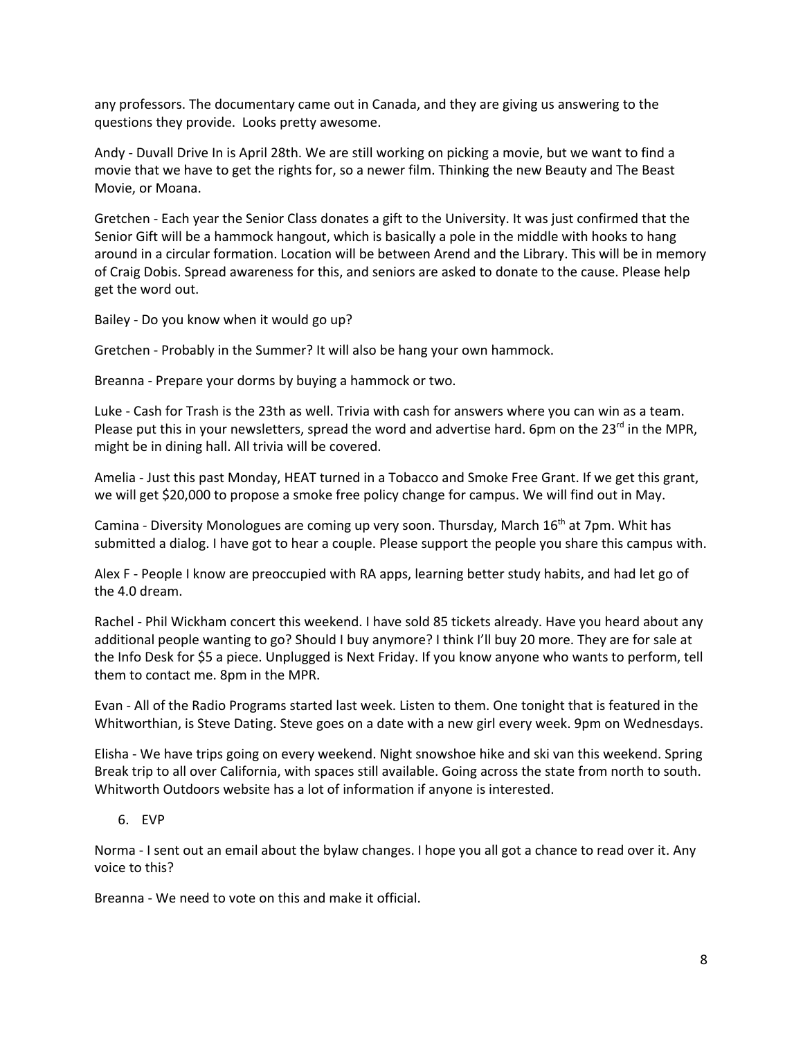any professors. The documentary came out in Canada, and they are giving us answering to the questions they provide.  Looks pretty awesome.

Andy - Duvall Drive In is April 28th. We are still working on picking a movie, but we want to find a movie that we have to get the rights for, so a newer film. Thinking the new Beauty and The Beast Movie, or Moana.

Gretchen - Each year the Senior Class donates a gift to the University. It was just confirmed that the Senior Gift will be a hammock hangout, which is basically a pole in the middle with hooks to hang around in a circular formation. Location will be between Arend and the Library. This will be in memory of Craig Dobis. Spread awareness for this, and seniors are asked to donate to the cause. Please help get the word out.

Bailey - Do you know when it would go up?

Gretchen - Probably in the Summer? It will also be hang your own hammock.

Breanna - Prepare your dorms by buying a hammock or two.

Luke - Cash for Trash is the 23th as well. Trivia with cash for answers where you can win as a team. Please put this in your newsletters, spread the word and advertise hard. 6pm on the 23rd in the MPR, might be in dining hall. All trivia will be covered.

Amelia - Just this past Monday, HEAT turned in a Tobacco and Smoke Free Grant. If we get this grant, we will get $20,000 to propose a smoke free policy change for campus. We will find out in May.

Camina - Diversity Monologues are coming up very soon. Thursday, March 16th at 7pm. Whit has submitted a dialog. I have got to hear a couple. Please support the people you share this campus with.

Alex F - People I know are preoccupied with RA apps, learning better study habits, and had let go of the 4.0 dream.

Rachel - Phil Wickham concert this weekend. I have sold 85 tickets already. Have you heard about any additional people wanting to go? Should I buy anymore? I think I'll buy 20 more. They are for sale at the Info Desk for $5 a piece. Unplugged is Next Friday. If you know anyone who wants to perform, tell them to contact me. 8pm in the MPR.

Evan - All of the Radio Programs started last week. Listen to them. One tonight that is featured in the Whitworthian, is Steve Dating. Steve goes on a date with a new girl every week. 9pm on Wednesdays.

Elisha - We have trips going on every weekend. Night snowshoe hike and ski van this weekend. Spring Break trip to all over California, with spaces still available. Going across the state from north to south. Whitworth Outdoors website has a lot of information if anyone is interested.

6. EVP

Norma - I sent out an email about the bylaw changes. I hope you all got a chance to read over it. Any voice to this?

Breanna - We need to vote on this and make it official.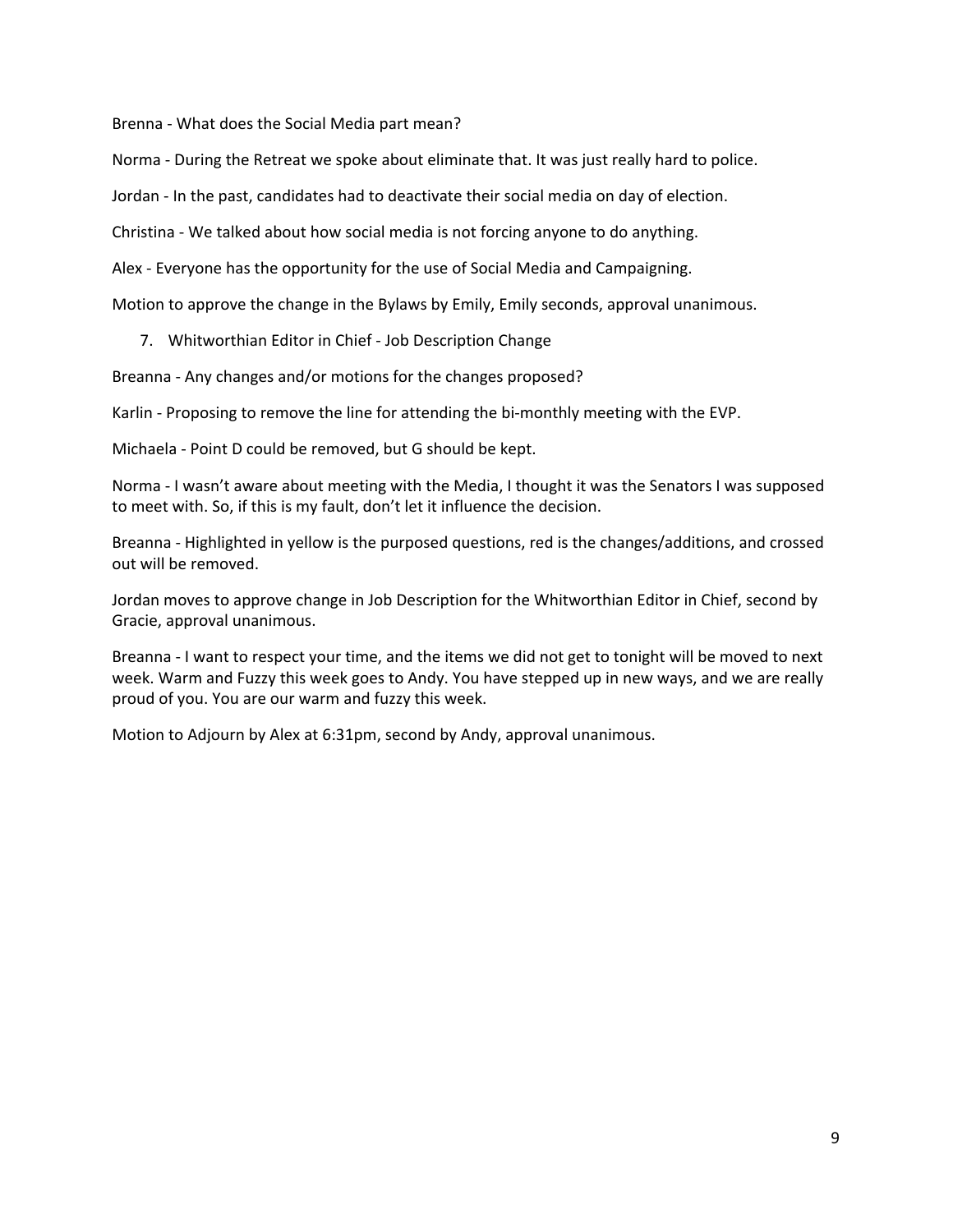Brenna - What does the Social Media part mean?

Norma - During the Retreat we spoke about eliminate that. It was just really hard to police.

Jordan - In the past, candidates had to deactivate their social media on day of election.

Christina - We talked about how social media is not forcing anyone to do anything.

Alex - Everyone has the opportunity for the use of Social Media and Campaigning.

Motion to approve the change in the Bylaws by Emily, Emily seconds, approval unanimous.

7. Whitworthian Editor in Chief - Job Description Change

Breanna - Any changes and/or motions for the changes proposed?

Karlin - Proposing to remove the line for attending the bi-monthly meeting with the EVP.

Michaela - Point D could be removed, but G should be kept.

Norma - I wasn't aware about meeting with the Media, I thought it was the Senators I was supposed to meet with. So, if this is my fault, don't let it influence the decision.

Breanna - Highlighted in yellow is the purposed questions, red is the changes/additions, and crossed out will be removed.

Jordan moves to approve change in Job Description for the Whitworthian Editor in Chief, second by Gracie, approval unanimous.

Breanna - I want to respect your time, and the items we did not get to tonight will be moved to next week. Warm and Fuzzy this week goes to Andy. You have stepped up in new ways, and we are really proud of you. You are our warm and fuzzy this week.

Motion to Adjourn by Alex at 6:31pm, second by Andy, approval unanimous.